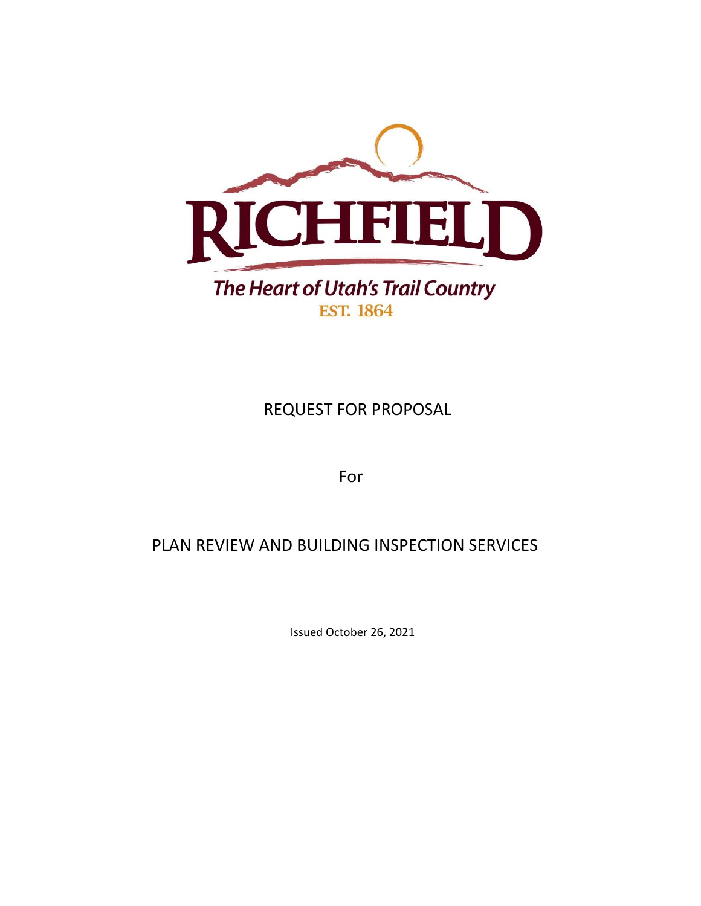RICHFIELD

*The Heart of Utah's Trail Country*

EST. 1864

# REQUEST FOR PROPOSAL

For

# PLAN REVIEW AND BUILDING INSPECTION SERVICES

Issued October 26, 2021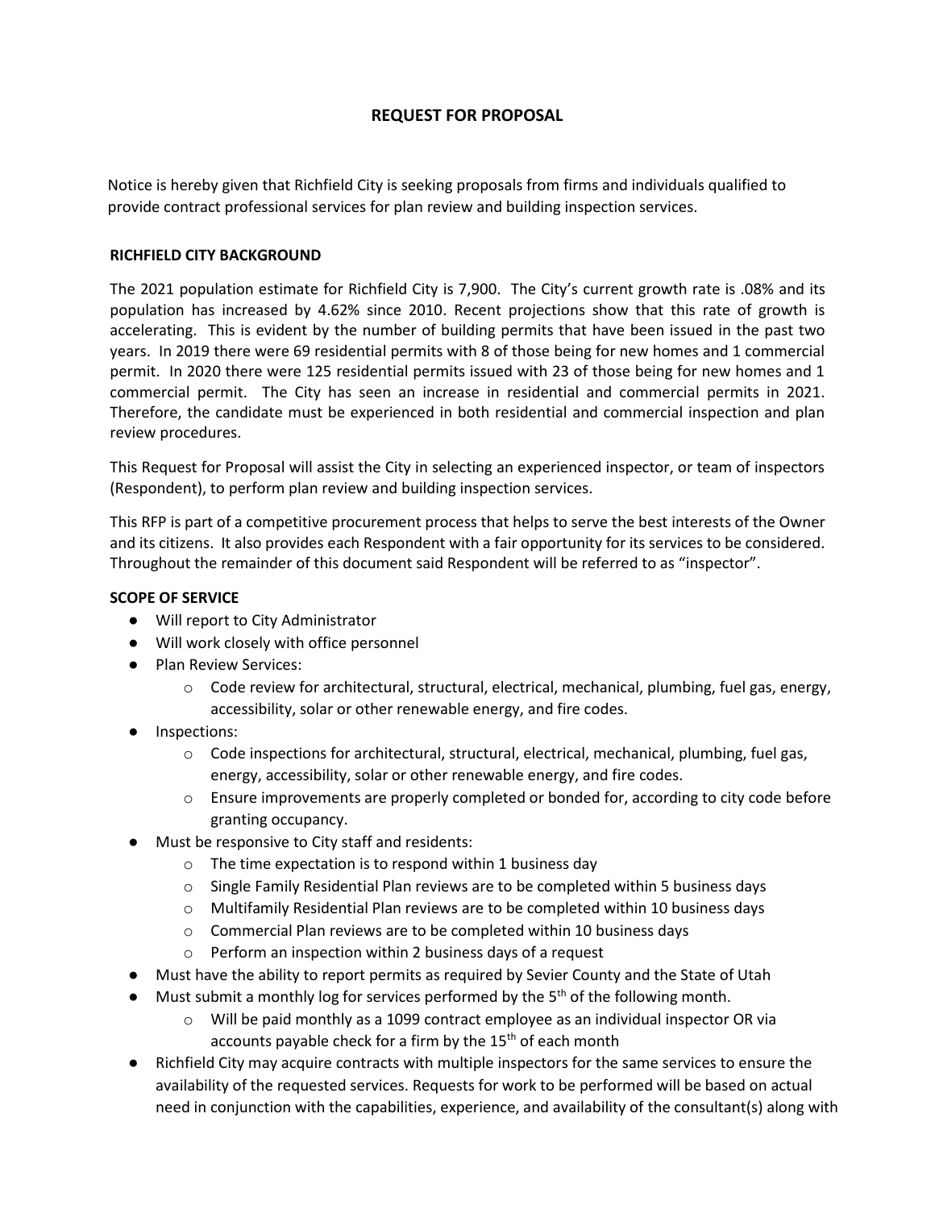## REQUEST FOR PROPOSAL

Notice is hereby given that Richfield City is seeking proposals from firms and individuals qualified to provide contract professional services for plan review and building inspection services.

### RICHFIELD CITY BACKGROUND

The 2021 population estimate for Richfield City is 7,900. The City's current growth rate is .08% and its population has increased by 4.62% since 2010. Recent projections show that this rate of growth is accelerating. This is evident by the number of building permits that have been issued in the past two years. In 2019 there were 69 residential permits with 8 of those being for new homes and 1 commercial permit. In 2020 there were 125 residential permits issued with 23 of those being for new homes and 1 commercial permit. The City has seen an increase in residential and commercial permits in 2021. Therefore, the candidate must be experienced in both residential and commercial inspection and plan review procedures.

This Request for Proposal will assist the City in selecting an experienced inspector, or team of inspectors (Respondent), to perform plan review and building inspection services.

This RFP is part of a competitive procurement process that helps to serve the best interests of the Owner and its citizens. It also provides each Respondent with a fair opportunity for its services to be considered. Throughout the remainder of this document said Respondent will be referred to as "inspector".

### SCOPE OF SERVICE

- Will report to City Administrator
- Will work closely with office personnel
- Plan Review Services:
  - Code review for architectural, structural, electrical, mechanical, plumbing, fuel gas, energy, accessibility, solar or other renewable energy, and fire codes.
- Inspections:
  - Code inspections for architectural, structural, electrical, mechanical, plumbing, fuel gas, energy, accessibility, solar or other renewable energy, and fire codes.
  - Ensure improvements are properly completed or bonded for, according to city code before granting occupancy.
- Must be responsive to City staff and residents:
  - The time expectation is to respond within 1 business day
  - Single Family Residential Plan reviews are to be completed within 5 business days
  - Multifamily Residential Plan reviews are to be completed within 10 business days
  - Commercial Plan reviews are to be completed within 10 business days
  - Perform an inspection within 2 business days of a request
- Must have the ability to report permits as required by Sevier County and the State of Utah
- Must submit a monthly log for services performed by the 5th of the following month.
  - Will be paid monthly as a 1099 contract employee as an individual inspector OR via accounts payable check for a firm by the 15th of each month
- Richfield City may acquire contracts with multiple inspectors for the same services to ensure the availability of the requested services. Requests for work to be performed will be based on actual need in conjunction with the capabilities, experience, and availability of the consultant(s) along with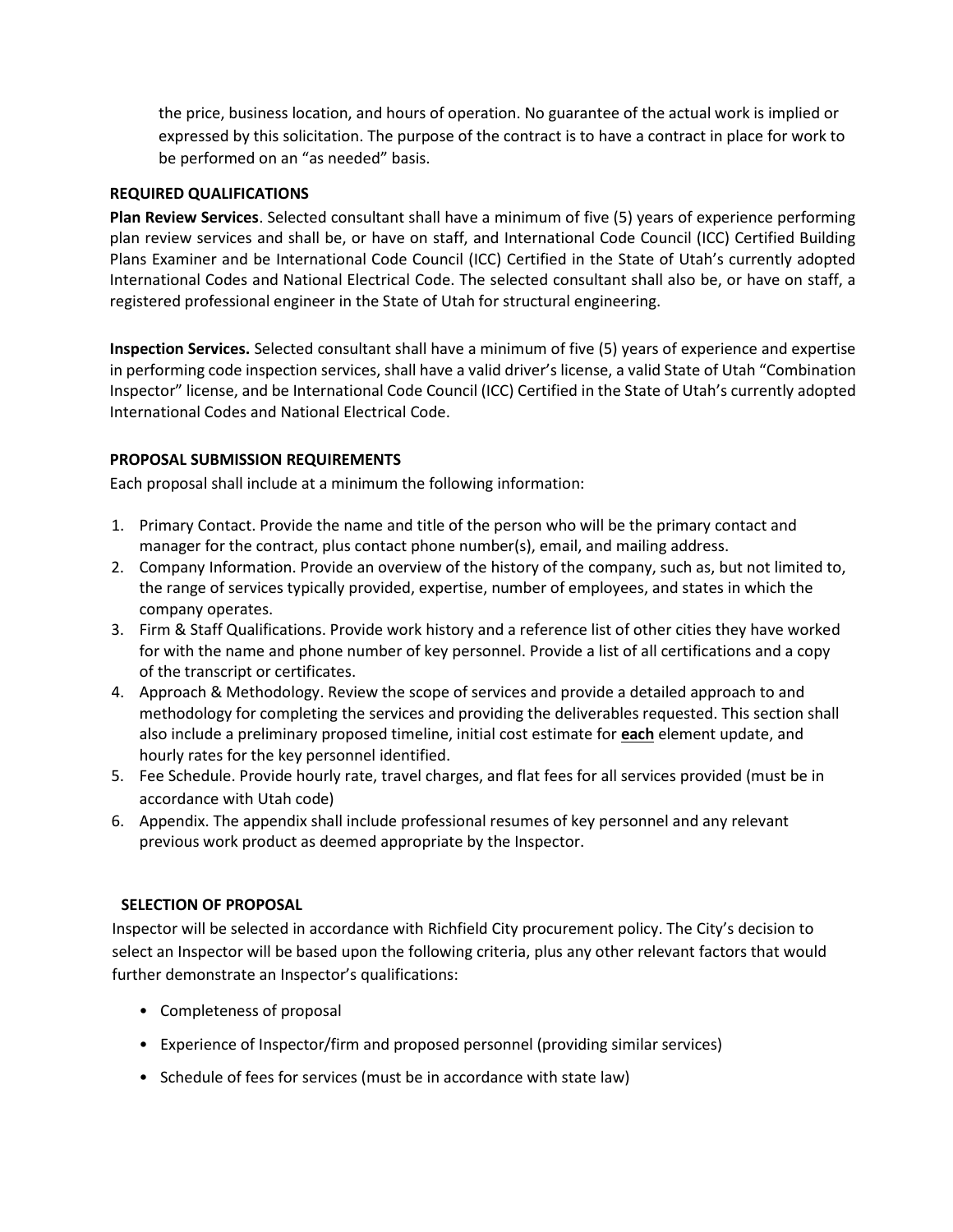the price, business location, and hours of operation. No guarantee of the actual work is implied or expressed by this solicitation. The purpose of the contract is to have a contract in place for work to be performed on an "as needed" basis.

**REQUIRED QUALIFICATIONS**

**Plan Review Services**. Selected consultant shall have a minimum of five (5) years of experience performing plan review services and shall be, or have on staff, and International Code Council (ICC) Certified Building Plans Examiner and be International Code Council (ICC) Certified in the State of Utah's currently adopted International Codes and National Electrical Code. The selected consultant shall also be, or have on staff, a registered professional engineer in the State of Utah for structural engineering.

**Inspection Services.** Selected consultant shall have a minimum of five (5) years of experience and expertise in performing code inspection services, shall have a valid driver's license, a valid State of Utah "Combination Inspector" license, and be International Code Council (ICC) Certified in the State of Utah's currently adopted International Codes and National Electrical Code.

**PROPOSAL SUBMISSION REQUIREMENTS**

Each proposal shall include at a minimum the following information:

1. Primary Contact. Provide the name and title of the person who will be the primary contact and manager for the contract, plus contact phone number(s), email, and mailing address.
2. Company Information. Provide an overview of the history of the company, such as, but not limited to, the range of services typically provided, expertise, number of employees, and states in which the company operates.
3. Firm & Staff Qualifications. Provide work history and a reference list of other cities they have worked for with the name and phone number of key personnel. Provide a list of all certifications and a copy of the transcript or certificates.
4. Approach & Methodology. Review the scope of services and provide a detailed approach to and methodology for completing the services and providing the deliverables requested. This section shall also include a preliminary proposed timeline, initial cost estimate for **each** element update, and hourly rates for the key personnel identified.
5. Fee Schedule. Provide hourly rate, travel charges, and flat fees for all services provided (must be in accordance with Utah code)
6. Appendix. The appendix shall include professional resumes of key personnel and any relevant previous work product as deemed appropriate by the Inspector.

**SELECTION OF PROPOSAL**

Inspector will be selected in accordance with Richfield City procurement policy. The City's decision to select an Inspector will be based upon the following criteria, plus any other relevant factors that would further demonstrate an Inspector's qualifications:

- Completeness of proposal
- Experience of Inspector/firm and proposed personnel (providing similar services)
- Schedule of fees for services (must be in accordance with state law)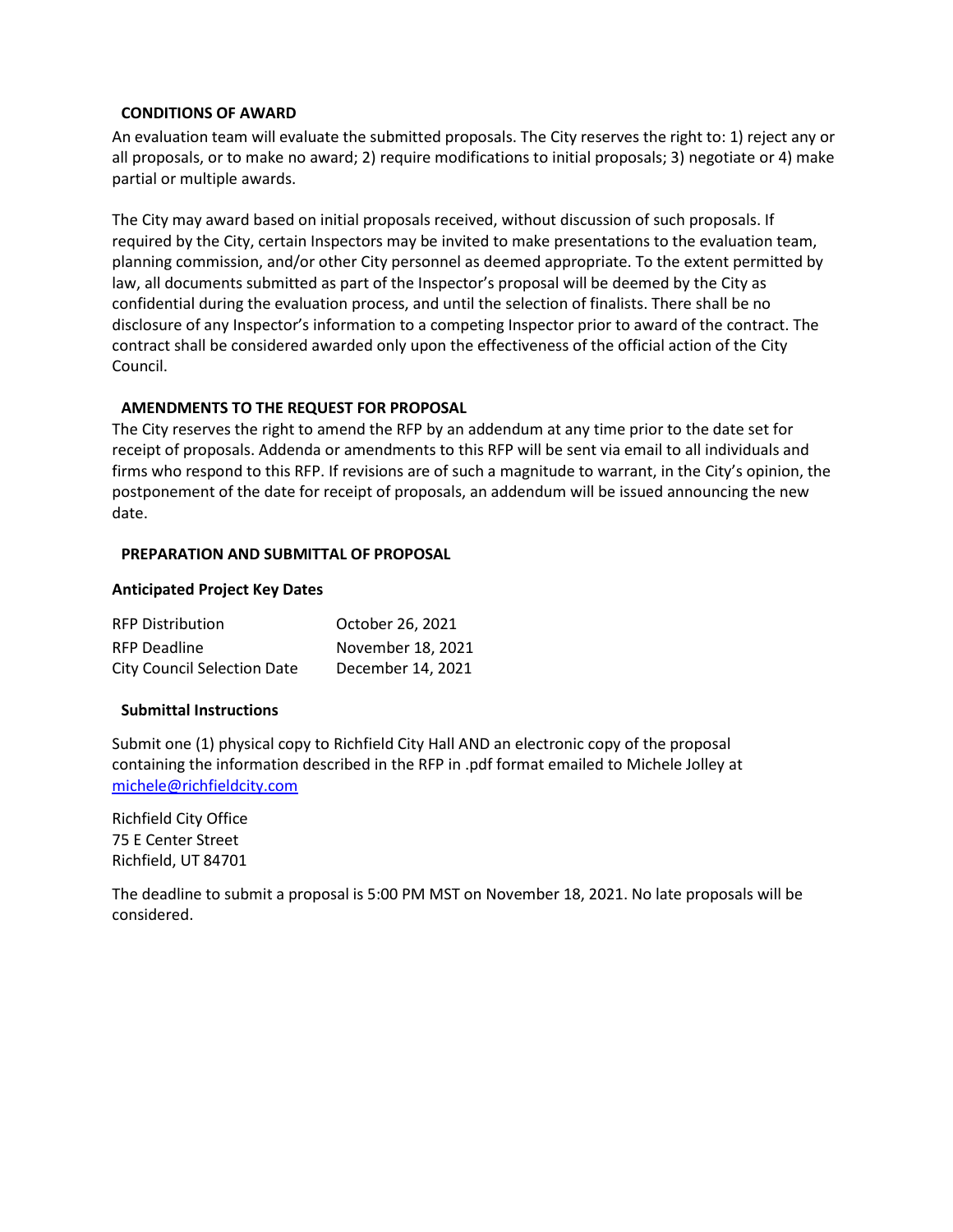## CONDITIONS OF AWARD

An evaluation team will evaluate the submitted proposals. The City reserves the right to: 1) reject any or all proposals, or to make no award; 2) require modifications to initial proposals; 3) negotiate or 4) make partial or multiple awards.

The City may award based on initial proposals received, without discussion of such proposals. If required by the City, certain Inspectors may be invited to make presentations to the evaluation team, planning commission, and/or other City personnel as deemed appropriate. To the extent permitted by law, all documents submitted as part of the Inspector's proposal will be deemed by the City as confidential during the evaluation process, and until the selection of finalists. There shall be no disclosure of any Inspector's information to a competing Inspector prior to award of the contract. The contract shall be considered awarded only upon the effectiveness of the official action of the City Council.

## AMENDMENTS TO THE REQUEST FOR PROPOSAL

The City reserves the right to amend the RFP by an addendum at any time prior to the date set for receipt of proposals. Addenda or amendments to this RFP will be sent via email to all individuals and firms who respond to this RFP. If revisions are of such a magnitude to warrant, in the City's opinion, the postponement of the date for receipt of proposals, an addendum will be issued announcing the new date.

## PREPARATION AND SUBMITTAL OF PROPOSAL

### Anticipated Project Key Dates

| | |
|---|---|
| RFP Distribution | October 26, 2021 |
| RFP Deadline | November 18, 2021 |
| City Council Selection Date | December 14, 2021 |

### Submittal Instructions

Submit one (1) physical copy to Richfield City Hall AND an electronic copy of the proposal containing the information described in the RFP in .pdf format emailed to Michele Jolley at michele@richfieldcity.com

Richfield City Office
75 E Center Street
Richfield, UT 84701

The deadline to submit a proposal is 5:00 PM MST on November 18, 2021. No late proposals will be considered.